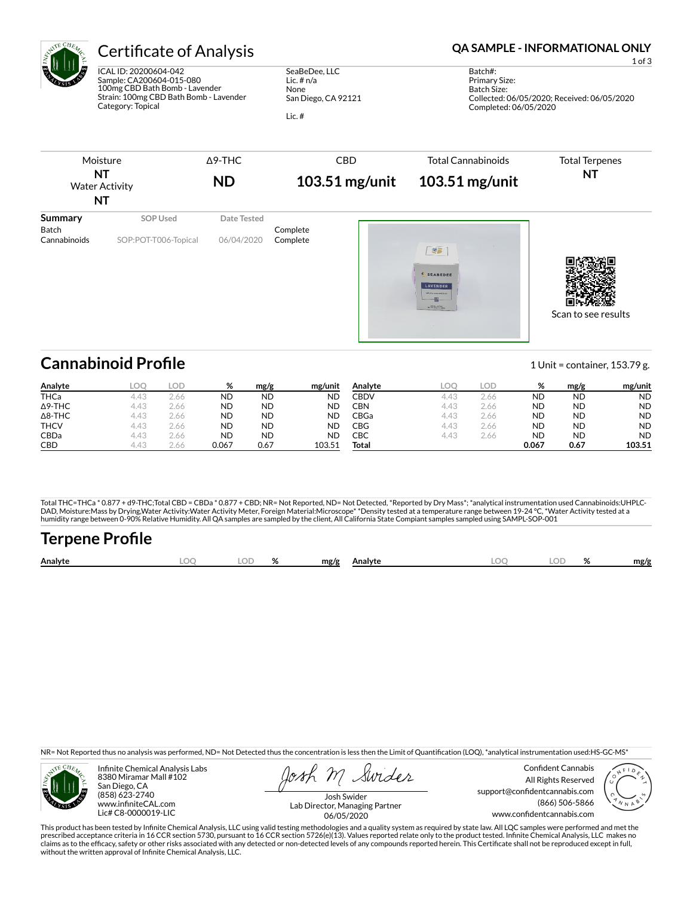# Certificate of Analysis

**QA SAMPLE - INFORMATIONAL ONLY**

ICAL ID: 20200604-042
Sample: CA200604-015-080
100mg CBD Bath Bomb - Lavender
Strain: 100mg CBD Bath Bomb - Lavender
Category: Topical

SeaBeDee, LLC
Lic. # n/a
None
San Diego, CA 92121

Lic. #

Batch#:
Primary Size:
Batch Size:
Collected: 06/05/2020; Received: 06/05/2020
Completed: 06/05/2020

| Moisture | Δ9-THC | CBD | Total Cannabinoids | Total Terpenes |
|---|---|---|---|---|
| **NT** | **ND** | **103.51 mg/unit** | **103.51 mg/unit** | **NT** |
| Water Activity **NT** | | | | |

| Summary | SOP Used | Date Tested | |
|---|---|---|---|
| Batch | | | Complete |
| Cannabinoids | SOP:POT-T006-Topical | 06/04/2020 | Complete |

Scan to see results

## Cannabinoid Profile

1 Unit = container, 153.79 g.

| Analyte | LOQ | LOD | % | mg/g | mg/unit | Analyte | LOQ | LOD | % | mg/g | mg/unit |
|---|---|---|---|---|---|---|---|---|---|---|---|
| THCa | 4.43 | 2.66 | ND | ND | ND | CBDV | 4.43 | 2.66 | ND | ND | ND |
| Δ9-THC | 4.43 | 2.66 | ND | ND | ND | CBN | 4.43 | 2.66 | ND | ND | ND |
| Δ8-THC | 4.43 | 2.66 | ND | ND | ND | CBGa | 4.43 | 2.66 | ND | ND | ND |
| THCV | 4.43 | 2.66 | ND | ND | ND | CBG | 4.43 | 2.66 | ND | ND | ND |
| CBDa | 4.43 | 2.66 | ND | ND | ND | CBC | 4.43 | 2.66 | ND | ND | ND |
| CBD | 4.43 | 2.66 | 0.067 | 0.67 | 103.51 | **Total** | | | **0.067** | **0.67** | **103.51** |

Total THC=THCa * 0.877 + d9-THC;Total CBD = CBDa * 0.877 + CBD; NR= Not Reported, ND= Not Detected, *Reported by Dry Mass*; *analytical instrumentation used Cannabinoids:UHPLC-DAD, Moisture:Mass by Drying,Water Activity:Water Activity Meter, Foreign Material:Microscope* *Density tested at a temperature range between 19-24 °C, *Water Activity tested at a humidity range between 0-90% Relative Humidity. All QA samples are sampled by the client, All California State Compiant samples sampled using SAMPL-SOP-001

## Terpene Profile

| Analyte | LOQ | LOD | % | mg/g | Analyte | LOQ | LOD | % | mg/g |
|---|---|---|---|---|---|---|---|---|---|

NR= Not Reported thus no analysis was performed, ND= Not Detected thus the concentration is less then the Limit of Quantification (LOQ), *analytical instrumentation used:HS-GC-MS*

Infinite Chemical Analysis Labs
8380 Miramar Mall #102
San Diego, CA
(858) 623-2740
www.infiniteCAL.com
Lic# C8-0000019-LIC

Josh Swider
Lab Director, Managing Partner
06/05/2020

Confident Cannabis
All Rights Reserved
support@confidentcannabis.com
(866) 506-5866
www.confidentcannabis.com

This product has been tested by Infinite Chemical Analysis, LLC using valid testing methodologies and a quality system as required by state law. All LQC samples were performed and met the prescribed acceptance criteria in 16 CCR section 5730, pursuant to 16 CCR section 5726(e)(13). Values reported relate only to the product tested. Infinite Chemical Analysis, LLC makes no claims as to the efficacy, safety or other risks associated with any detected or non-detected levels of any compounds reported herein. This Certificate shall not be reproduced except in full, without the written approval of Infinite Chemical Analysis, LLC.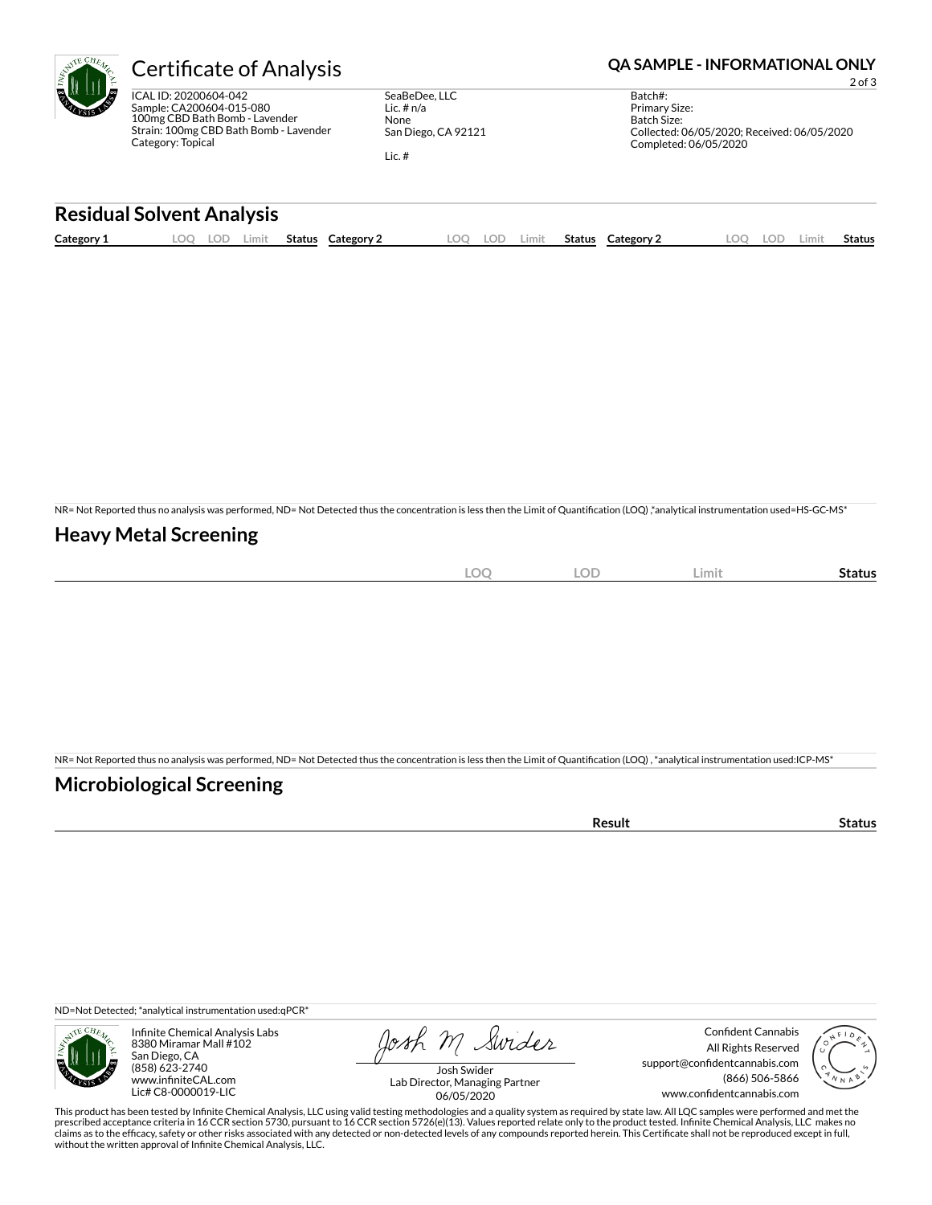# Certificate of Analysis

**QA SAMPLE - INFORMATIONAL ONLY**

ICAL ID: 20200604-042
Sample: CA200604-015-080
100mg CBD Bath Bomb - Lavender
Strain: 100mg CBD Bath Bomb - Lavender
Category: Topical

SeaBeDee, LLC
Lic. # n/a
None
San Diego, CA 92121

Lic. #

Batch#:
Primary Size:
Batch Size:
Collected: 06/05/2020; Received: 06/05/2020
Completed: 06/05/2020

## Residual Solvent Analysis

| Category 1 | LOQ | LOD | Limit | Status | Category 2 | LOQ | LOD | Limit | Status | Category 2 | LOQ | LOD | Limit | Status |
|---|---|---|---|---|---|---|---|---|---|---|---|---|---|---|

NR= Not Reported thus no analysis was performed, ND= Not Detected thus the concentration is less then the Limit of Quantification (LOQ) ,*analytical instrumentation used=HS-GC-MS*

## Heavy Metal Screening

| | LOQ | LOD | Limit | Status |
|---|---|---|---|---|

NR= Not Reported thus no analysis was performed, ND= Not Detected thus the concentration is less then the Limit of Quantification (LOQ) , *analytical instrumentation used:ICP-MS*

## Microbiological Screening

| | Result | Status |
|---|---|---|

ND=Not Detected; *analytical instrumentation used:qPCR*

Infinite Chemical Analysis Labs
8380 Miramar Mall #102
San Diego, CA
(858) 623-2740
www.infiniteCAL.com
Lic# C8-0000019-LIC

Josh Swider
Lab Director, Managing Partner
06/05/2020

Confident Cannabis
All Rights Reserved
support@confidentcannabis.com
(866) 506-5866
www.confidentcannabis.com

This product has been tested by Infinite Chemical Analysis, LLC using valid testing methodologies and a quality system as required by state law. All LQC samples were performed and met the prescribed acceptance criteria in 16 CCR section 5730, pursuant to 16 CCR section 5726(e)(13). Values reported relate only to the product tested. Infinite Chemical Analysis, LLC makes no claims as to the efficacy, safety or other risks associated with any detected or non-detected levels of any compounds reported herein. This Certificate shall not be reproduced except in full, without the written approval of Infinite Chemical Analysis, LLC.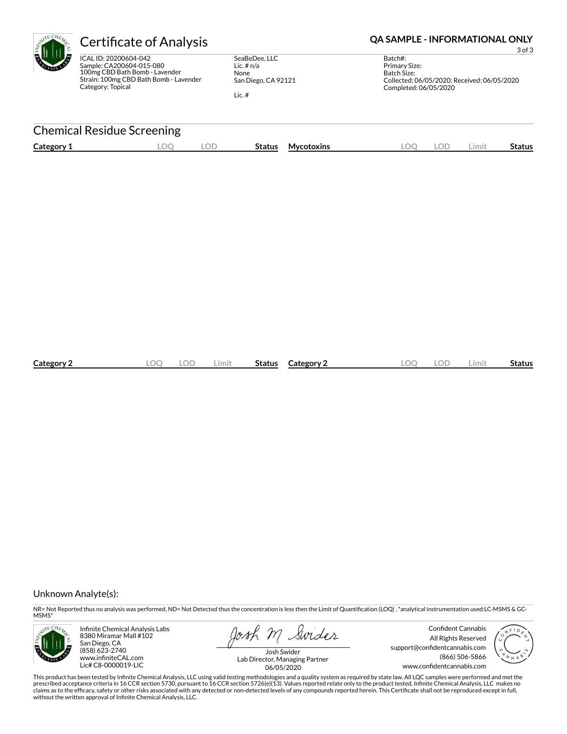# Certificate of Analysis

**QA SAMPLE - INFORMATIONAL ONLY**

ICAL ID: 20200604-042
Sample: CA200604-015-080
100mg CBD Bath Bomb - Lavender
Strain: 100mg CBD Bath Bomb - Lavender
Category: Topical

SeaBeDee, LLC
Lic. # n/a
None
San Diego, CA 92121

Lic. #

Batch#:
Primary Size:
Batch Size:
Collected: 06/05/2020; Received: 06/05/2020
Completed: 06/05/2020

## Chemical Residue Screening

| Category 1 | LOQ | LOD | Status |
|---|---|---|---|

| Mycotoxins | LOQ | LOD | Limit | Status |
|---|---|---|---|---|

| Category 2 | LOQ | LOD | Limit | Status |
|---|---|---|---|---|

| Category 2 | LOQ | LOD | Limit | Status |
|---|---|---|---|---|

Unknown Analyte(s):

NR= Not Reported thus no analysis was performed, ND= Not Detected thus the concentration is less then the Limit of Quantification (LOQ) , *analytical instrumentation used:LC-MSMS & GC-MSMS*

Infinite Chemical Analysis Labs
8380 Miramar Mall #102
San Diego, CA
(858) 623-2740
www.infiniteCAL.com
Lic# C8-0000019-LIC

Josh Swider
Lab Director, Managing Partner
06/05/2020

Confident Cannabis
All Rights Reserved
support@confidentcannabis.com
(866) 506-5866
www.confidentcannabis.com

This product has been tested by Infinite Chemical Analysis, LLC using valid testing methodologies and a quality system as required by state law. All LQC samples were performed and met the prescribed acceptance criteria in 16 CCR section 5730, pursuant to 16 CCR section 5726(e)(13). Values reported relate only to the product tested. Infinite Chemical Analysis, LLC makes no claims as to the efficacy, safety or other risks associated with any detected or non-detected levels of any compounds reported herein. This Certificate shall not be reproduced except in full, without the written approval of Infinite Chemical Analysis, LLC.